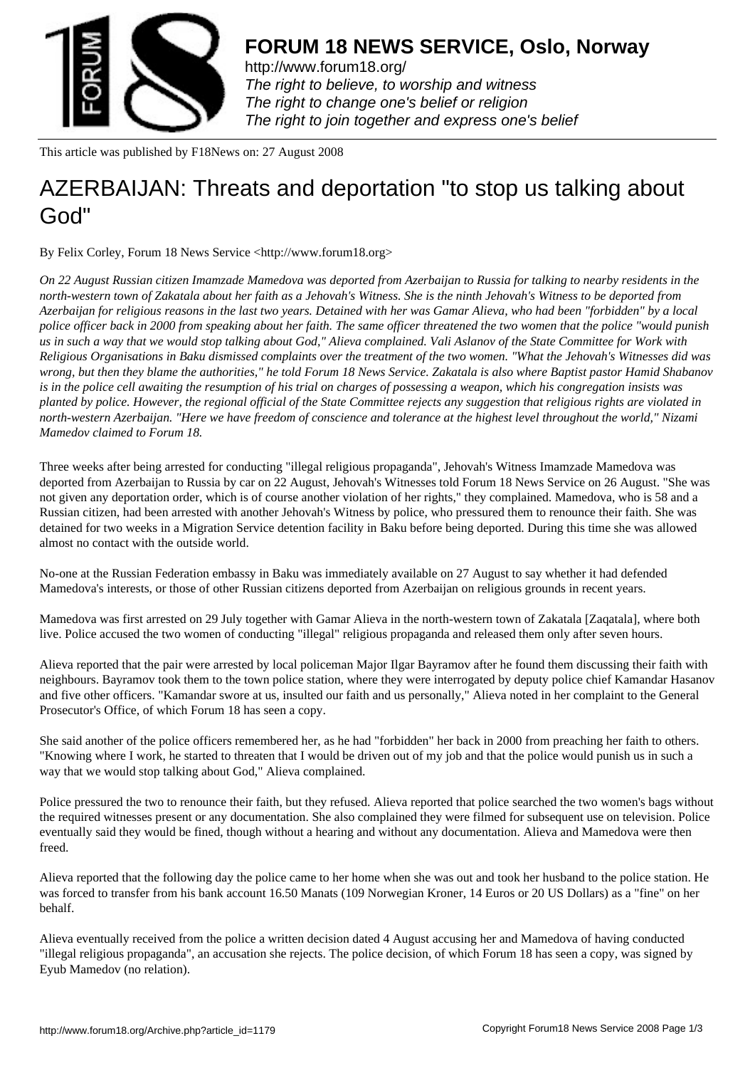# FORUM 18 NEWS SERVICE, Oslo, Norway

http://www.forum18.org/
*The right to believe, to worship and witness*
*The right to change one's belief or religion*
*The right to join together and express one's belief*

This article was published by F18News on: 27 August 2008

# AZERBAIJAN: Threats and deportation "to stop us talking about God"

By Felix Corley, Forum 18 News Service <http://www.forum18.org>

*On 22 August Russian citizen Imamzade Mamedova was deported from Azerbaijan to Russia for talking to nearby residents in the north-western town of Zakatala about her faith as a Jehovah's Witness. She is the ninth Jehovah's Witness to be deported from Azerbaijan for religious reasons in the last two years. Detained with her was Gamar Alieva, who had been "forbidden" by a local police officer back in 2000 from speaking about her faith. The same officer threatened the two women that the police "would punish us in such a way that we would stop talking about God," Alieva complained. Vali Aslanov of the State Committee for Work with Religious Organisations in Baku dismissed complaints over the treatment of the two women. "What the Jehovah's Witnesses did was wrong, but then they blame the authorities," he told Forum 18 News Service. Zakatala is also where Baptist pastor Hamid Shabanov is in the police cell awaiting the resumption of his trial on charges of possessing a weapon, which his congregation insists was planted by police. However, the regional official of the State Committee rejects any suggestion that religious rights are violated in north-western Azerbaijan. "Here we have freedom of conscience and tolerance at the highest level throughout the world," Nizami Mamedov claimed to Forum 18.*

Three weeks after being arrested for conducting "illegal religious propaganda", Jehovah's Witness Imamzade Mamedova was deported from Azerbaijan to Russia by car on 22 August, Jehovah's Witnesses told Forum 18 News Service on 26 August. "She was not given any deportation order, which is of course another violation of her rights," they complained. Mamedova, who is 58 and a Russian citizen, had been arrested with another Jehovah's Witness by police, who pressured them to renounce their faith. She was detained for two weeks in a Migration Service detention facility in Baku before being deported. During this time she was allowed almost no contact with the outside world.

No-one at the Russian Federation embassy in Baku was immediately available on 27 August to say whether it had defended Mamedova's interests, or those of other Russian citizens deported from Azerbaijan on religious grounds in recent years.

Mamedova was first arrested on 29 July together with Gamar Alieva in the north-western town of Zakatala [Zaqatala], where both live. Police accused the two women of conducting "illegal" religious propaganda and released them only after seven hours.

Alieva reported that the pair were arrested by local policeman Major Ilgar Bayramov after he found them discussing their faith with neighbours. Bayramov took them to the town police station, where they were interrogated by deputy police chief Kamandar Hasanov and five other officers. "Kamandar swore at us, insulted our faith and us personally," Alieva noted in her complaint to the General Prosecutor's Office, of which Forum 18 has seen a copy.

She said another of the police officers remembered her, as he had "forbidden" her back in 2000 from preaching her faith to others. "Knowing where I work, he started to threaten that I would be driven out of my job and that the police would punish us in such a way that we would stop talking about God," Alieva complained.

Police pressured the two to renounce their faith, but they refused. Alieva reported that police searched the two women's bags without the required witnesses present or any documentation. She also complained they were filmed for subsequent use on television. Police eventually said they would be fined, though without a hearing and without any documentation. Alieva and Mamedova were then freed.

Alieva reported that the following day the police came to her home when she was out and took her husband to the police station. He was forced to transfer from his bank account 16.50 Manats (109 Norwegian Kroner, 14 Euros or 20 US Dollars) as a "fine" on her behalf.

Alieva eventually received from the police a written decision dated 4 August accusing her and Mamedova of having conducted "illegal religious propaganda", an accusation she rejects. The police decision, of which Forum 18 has seen a copy, was signed by Eyub Mamedov (no relation).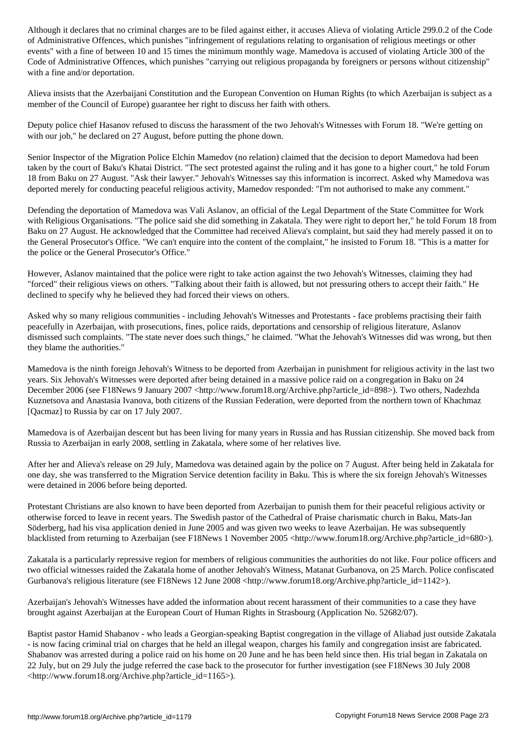Although it declares that no criminal charges are to be filed against either, it accuses Alieva of violating Article 299.0.2 of the Code of Administrative Offences, which punishes "infringement of regulations relating to organisation of religious meetings or other events" with a fine of between 10 and 15 times the minimum monthly wage. Mamedova is accused of violating Article 300 of the Code of Administrative Offences, which punishes "carrying out religious propaganda by foreigners or persons without citizenship" with a fine and/or deportation.

Alieva insists that the Azerbaijani Constitution and the European Convention on Human Rights (to which Azerbaijan is subject as a member of the Council of Europe) guarantee her right to discuss her faith with others.

Deputy police chief Hasanov refused to discuss the harassment of the two Jehovah's Witnesses with Forum 18. "We're getting on with our job," he declared on 27 August, before putting the phone down.

Senior Inspector of the Migration Police Elchin Mamedov (no relation) claimed that the decision to deport Mamedova had been taken by the court of Baku's Khatai District. "The sect protested against the ruling and it has gone to a higher court," he told Forum 18 from Baku on 27 August. "Ask their lawyer." Jehovah's Witnesses say this information is incorrect. Asked why Mamedova was deported merely for conducting peaceful religious activity, Mamedov responded: "I'm not authorised to make any comment."

Defending the deportation of Mamedova was Vali Aslanov, an official of the Legal Department of the State Committee for Work with Religious Organisations. "The police said she did something in Zakatala. They were right to deport her," he told Forum 18 from Baku on 27 August. He acknowledged that the Committee had received Alieva's complaint, but said they had merely passed it on to the General Prosecutor's Office. "We can't enquire into the content of the complaint," he insisted to Forum 18. "This is a matter for the police or the General Prosecutor's Office."

However, Aslanov maintained that the police were right to take action against the two Jehovah's Witnesses, claiming they had "forced" their religious views on others. "Talking about their faith is allowed, but not pressuring others to accept their faith." He declined to specify why he believed they had forced their views on others.

Asked why so many religious communities - including Jehovah's Witnesses and Protestants - face problems practising their faith peacefully in Azerbaijan, with prosecutions, fines, police raids, deportations and censorship of religious literature, Aslanov dismissed such complaints. "The state never does such things," he claimed. "What the Jehovah's Witnesses did was wrong, but then they blame the authorities."

Mamedova is the ninth foreign Jehovah's Witness to be deported from Azerbaijan in punishment for religious activity in the last two years. Six Jehovah's Witnesses were deported after being detained in a massive police raid on a congregation in Baku on 24 December 2006 (see F18News 9 January 2007 <http://www.forum18.org/Archive.php?article_id=898>). Two others, Nadezhda Kuznetsova and Anastasia Ivanova, both citizens of the Russian Federation, were deported from the northern town of Khachmaz [Qacmaz] to Russia by car on 17 July 2007.

Mamedova is of Azerbaijan descent but has been living for many years in Russia and has Russian citizenship. She moved back from Russia to Azerbaijan in early 2008, settling in Zakatala, where some of her relatives live.

After her and Alieva's release on 29 July, Mamedova was detained again by the police on 7 August. After being held in Zakatala for one day, she was transferred to the Migration Service detention facility in Baku. This is where the six foreign Jehovah's Witnesses were detained in 2006 before being deported.

Protestant Christians are also known to have been deported from Azerbaijan to punish them for their peaceful religious activity or otherwise forced to leave in recent years. The Swedish pastor of the Cathedral of Praise charismatic church in Baku, Mats-Jan Söderberg, had his visa application denied in June 2005 and was given two weeks to leave Azerbaijan. He was subsequently blacklisted from returning to Azerbaijan (see F18News 1 November 2005 <http://www.forum18.org/Archive.php?article_id=680>).

Zakatala is a particularly repressive region for members of religious communities the authorities do not like. Four police officers and two official witnesses raided the Zakatala home of another Jehovah's Witness, Matanat Gurbanova, on 25 March. Police confiscated Gurbanova's religious literature (see F18News 12 June 2008 <http://www.forum18.org/Archive.php?article_id=1142>).

Azerbaijan's Jehovah's Witnesses have added the information about recent harassment of their communities to a case they have brought against Azerbaijan at the European Court of Human Rights in Strasbourg (Application No. 52682/07).

Baptist pastor Hamid Shabanov - who leads a Georgian-speaking Baptist congregation in the village of Aliabad just outside Zakatala - is now facing criminal trial on charges that he held an illegal weapon, charges his family and congregation insist are fabricated. Shabanov was arrested during a police raid on his home on 20 June and he has been held since then. His trial began in Zakatala on 22 July, but on 29 July the judge referred the case back to the prosecutor for further investigation (see F18News 30 July 2008 <http://www.forum18.org/Archive.php?article_id=1165>).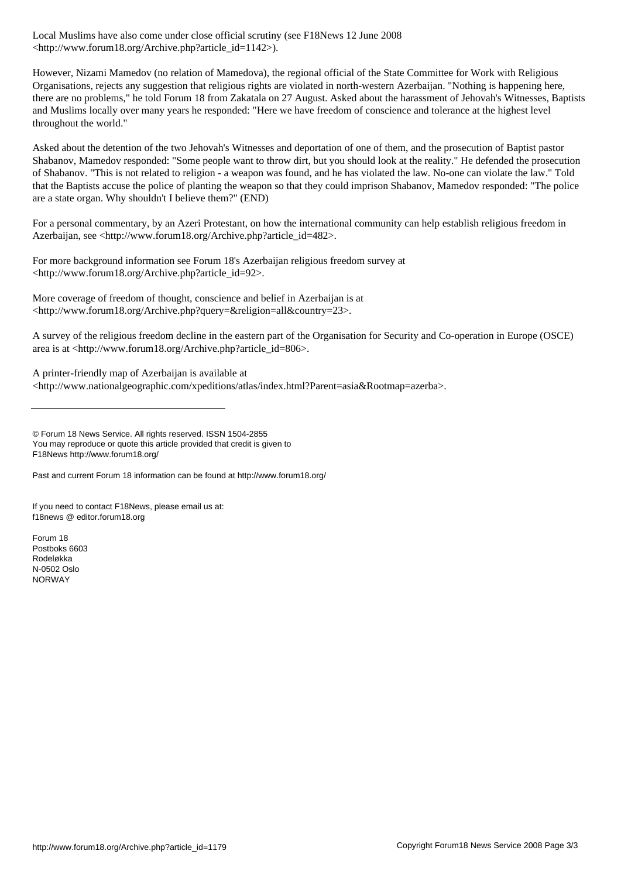Local Muslims have also come under close official scrutiny (see F18News 12 June 2008 <http://www.forum18.org/Archive.php?article_id=1142>).

However, Nizami Mamedov (no relation of Mamedova), the regional official of the State Committee for Work with Religious Organisations, rejects any suggestion that religious rights are violated in north-western Azerbaijan. "Nothing is happening here, there are no problems," he told Forum 18 from Zakatala on 27 August. Asked about the harassment of Jehovah's Witnesses, Baptists and Muslims locally over many years he responded: "Here we have freedom of conscience and tolerance at the highest level throughout the world."

Asked about the detention of the two Jehovah's Witnesses and deportation of one of them, and the prosecution of Baptist pastor Shabanov, Mamedov responded: "Some people want to throw dirt, but you should look at the reality." He defended the prosecution of Shabanov. "This is not related to religion - a weapon was found, and he has violated the law. No-one can violate the law." Told that the Baptists accuse the police of planting the weapon so that they could imprison Shabanov, Mamedov responded: "The police are a state organ. Why shouldn't I believe them?" (END)

For a personal commentary, by an Azeri Protestant, on how the international community can help establish religious freedom in Azerbaijan, see <http://www.forum18.org/Archive.php?article_id=482>.

For more background information see Forum 18's Azerbaijan religious freedom survey at <http://www.forum18.org/Archive.php?article_id=92>.

More coverage of freedom of thought, conscience and belief in Azerbaijan is at <http://www.forum18.org/Archive.php?query=&religion=all&country=23>.

A survey of the religious freedom decline in the eastern part of the Organisation for Security and Co-operation in Europe (OSCE) area is at <http://www.forum18.org/Archive.php?article_id=806>.

A printer-friendly map of Azerbaijan is available at <http://www.nationalgeographic.com/xpeditions/atlas/index.html?Parent=asia&Rootmap=azerba>.

---

© Forum 18 News Service. All rights reserved. ISSN 1504-2855
You may reproduce or quote this article provided that credit is given to F18News http://www.forum18.org/

Past and current Forum 18 information can be found at http://www.forum18.org/

If you need to contact F18News, please email us at:
f18news @ editor.forum18.org

Forum 18
Postboks 6603
Rodeløkka
N-0502 Oslo
NORWAY